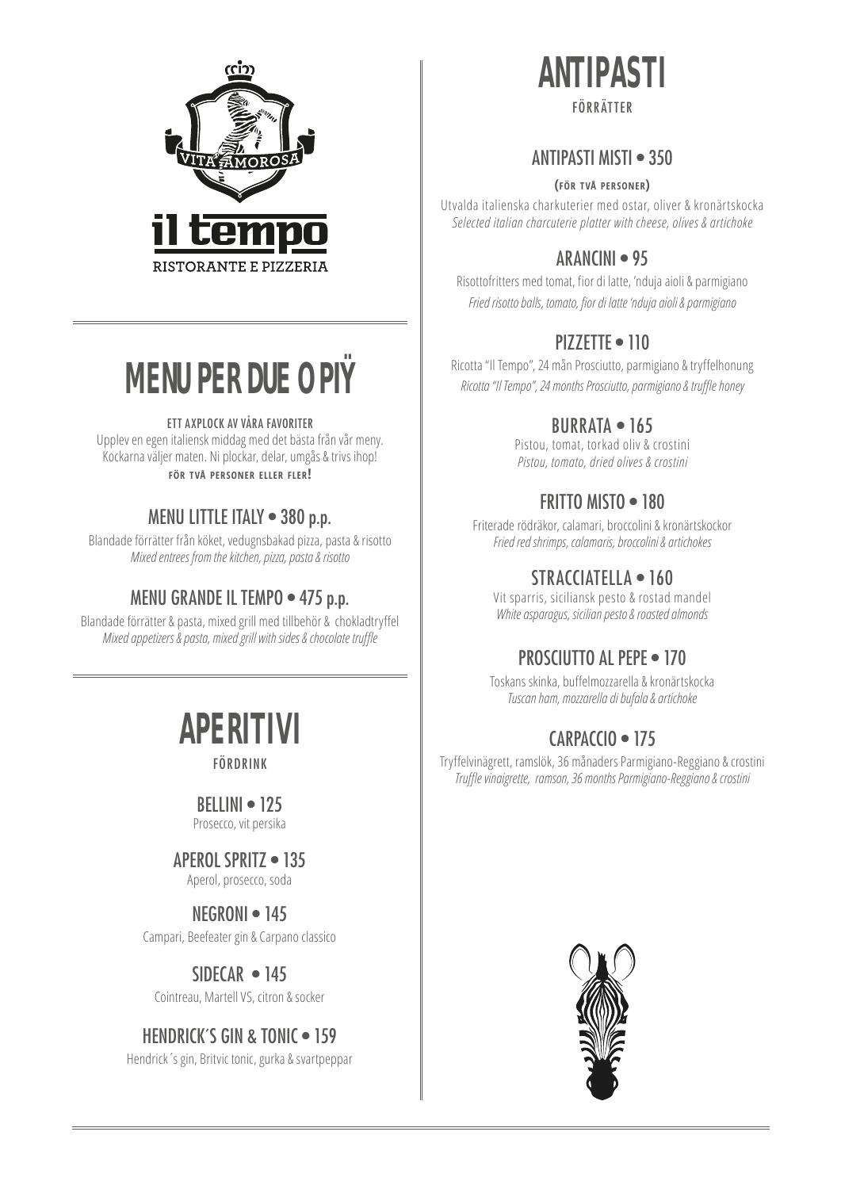il tempo
RISTORANTE E PIZZERIA

# MENU PER DUE O PIЇ

**ETT AXPLOCK AV VÅRA FAVORITER**

Upplev en egen italiensk middag med det bästa från vår meny. Kockarna väljer maten. Ni plockar, delar, umgås & trivs ihop!

**FÖR TVÅ PERSONER ELLER FLER!**

## MENU LITTLE ITALY • 380 p.p.

Blandade förrätter från köket, vedugnsbakad pizza, pasta & risotto
*Mixed entrees from the kitchen, pizza, pasta & risotto*

## MENU GRANDE IL TEMPO • 475 p.p.

Blandade förrätter & pasta, mixed grill med tillbehör & chokladtryffel
*Mixed appetizers & pasta, mixed grill with sides & chocolate truffle*

# APERITIVI

FÖRDRINK

## BELLINI • 125

Prosecco, vit persika

## APEROL SPRITZ • 135

Aperol, prosecco, soda

## NEGRONI • 145

Campari, Beefeater gin & Carpano classico

## SIDECAR • 145

Cointreau, Martell VS, citron & socker

## HENDRICK´S GIN & TONIC • 159

Hendrick´s gin, Britvic tonic, gurka & svartpeppar

# ANTIPASTI

FÖRRÄTTER

## ANTIPASTI MISTI • 350

**(FÖR TVÅ PERSONER)**

Utvalda italienska charkuterier med ostar, oliver & kronärtskocka
*Selected italian charcuterie platter with cheese, olives & artichoke*

## ARANCINI • 95

Risottofritters med tomat, fior di latte, 'nduja aioli & parmigiano
*Fried risotto balls, tomato, fior di latte 'nduja aioli & parmigiano*

## PIZZETTE • 110

Ricotta "Il Tempo", 24 mån Prosciutto, parmigiano & tryffelhonung
*Ricotta "Il Tempo", 24 months Prosciutto, parmigiano & truffle honey*

## BURRATA • 165

Pistou, tomat, torkad oliv & crostini
*Pistou, tomato, dried olives & crostini*

## FRITTO MISTO • 180

Friterade rödräkor, calamari, broccolini & kronärtskockor
*Fried red shrimps, calamaris, broccolini & artichokes*

## STRACCIATELLA • 160

Vit sparris, siciliansk pesto & rostad mandel
*White asparagus, sicilian pesto & roasted almonds*

## PROSCIUTTO AL PEPE • 170

Toskans skinka, buffelmozzarella & kronärtskocka
*Tuscan ham, mozzarella di bufala & artichoke*

## CARPACCIO • 175

Tryffelvinägrett, ramslök, 36 månaders Parmigiano-Reggiano & crostini
*Truffle vinaigrette, ramson, 36 months Parmigiano-Reggiano & crostini*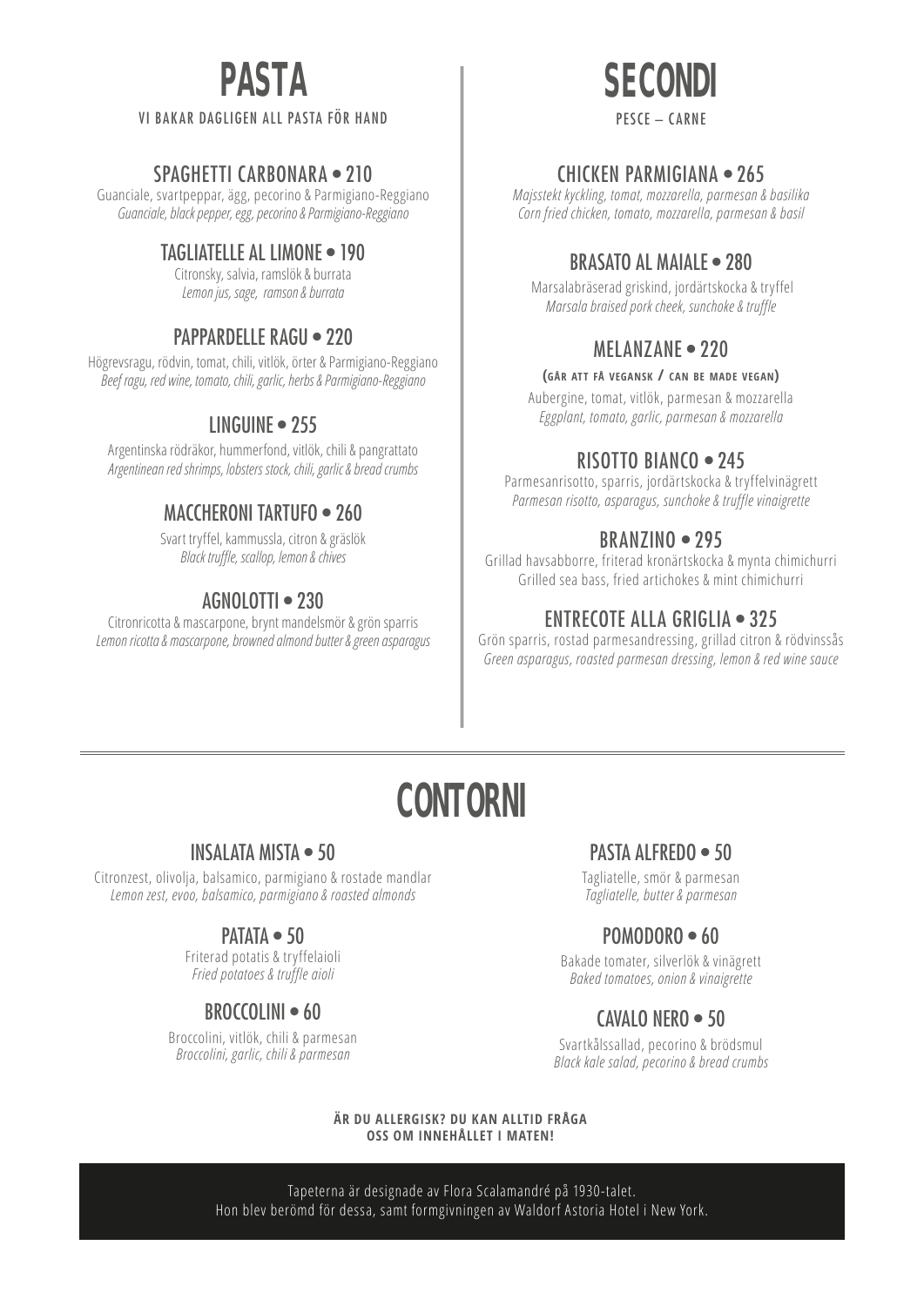# PASTA

VI BAKAR DAGLIGEN ALL PASTA FÖR HAND

### SPAGHETTI CARBONARA • 210

Guanciale, svartpeppar, ägg, pecorino & Parmigiano-Reggiano
*Guanciale, black pepper, egg, pecorino & Parmigiano-Reggiano*

### TAGLIATELLE AL LIMONE • 190

Citronsky, salvia, ramslök & burrata
*Lemon jus, sage, ramson & burrata*

### PAPPARDELLE RAGU • 220

Högrevsragu, rödvin, tomat, chili, vitlök, örter & Parmigiano-Reggiano
*Beef ragu, red wine, tomato, chili, garlic, herbs & Parmigiano-Reggiano*

### LINGUINE • 255

Argentinska rödräkor, hummerfond, vitlök, chili & pangrattato
*Argentinean red shrimps, lobsters stock, chili, garlic & bread crumbs*

### MACCHERONI TARTUFO • 260

Svart tryffel, kammussla, citron & gräslök
*Black truffle, scallop, lemon & chives*

### AGNOLOTTI • 230

Citronricotta & mascarpone, brynt mandelsmör & grön sparris
*Lemon ricotta & mascarpone, browned almond butter & green asparagus*

# SECONDI

PESCE – CARNE

### CHICKEN PARMIGIANA • 265

*Majsstekt kyckling, tomat, mozzarella, parmesan & basilika*
*Corn fried chicken, tomato, mozzarella, parmesan & basil*

### BRASATO AL MAIALE • 280

Marsalabräserad griskind, jordärtskocka & tryffel
*Marsala braised pork cheek, sunchoke & truffle*

### MELANZANE • 220

**(GÅR ATT FÅ VEGANSK / CAN BE MADE VEGAN)**

Aubergine, tomat, vitlök, parmesan & mozzarella
*Eggplant, tomato, garlic, parmesan & mozzarella*

### RISOTTO BIANCO • 245

Parmesanrisotto, sparris, jordärtskocka & tryffelvinägrett
*Parmesan risotto, asparagus, sunchoke & truffle vinaigrette*

### BRANZINO • 295

Grillad havsabborre, friterad kronärtskocka & mynta chimichurri
Grilled sea bass, fried artichokes & mint chimichurri

### ENTRECOTE ALLA GRIGLIA • 325

Grön sparris, rostad parmesandressing, grillad citron & rödvinssås
*Green asparagus, roasted parmesan dressing, lemon & red wine sauce*

# CONTORNI

### INSALATA MISTA • 50

Citronzest, olivolja, balsamico, parmigiano & rostade mandlar
*Lemon zest, evoo, balsamico, parmigiano & roasted almonds*

### PATATA • 50

Friterad potatis & tryffelaioli
*Fried potatoes & truffle aioli*

### BROCCOLINI • 60

Broccolini, vitlök, chili & parmesan
*Broccolini, garlic, chili & parmesan*

### PASTA ALFREDO • 50

Tagliatelle, smör & parmesan
*Tagliatelle, butter & parmesan*

### POMODORO • 60

Bakade tomater, silverlök & vinägrett
*Baked tomatoes, onion & vinaigrette*

### CAVALO NERO • 50

Svartkålssallad, pecorino & brödsmul
*Black kale salad, pecorino & bread crumbs*

**ÄR DU ALLERGISK? DU KAN ALLTID FRÅGA OSS OM INNEHÅLLET I MATEN!**

Tapeterna är designade av Flora Scalamandré på 1930-talet.
Hon blev berömd för dessa, samt formgivningen av Waldorf Astoria Hotel i New York.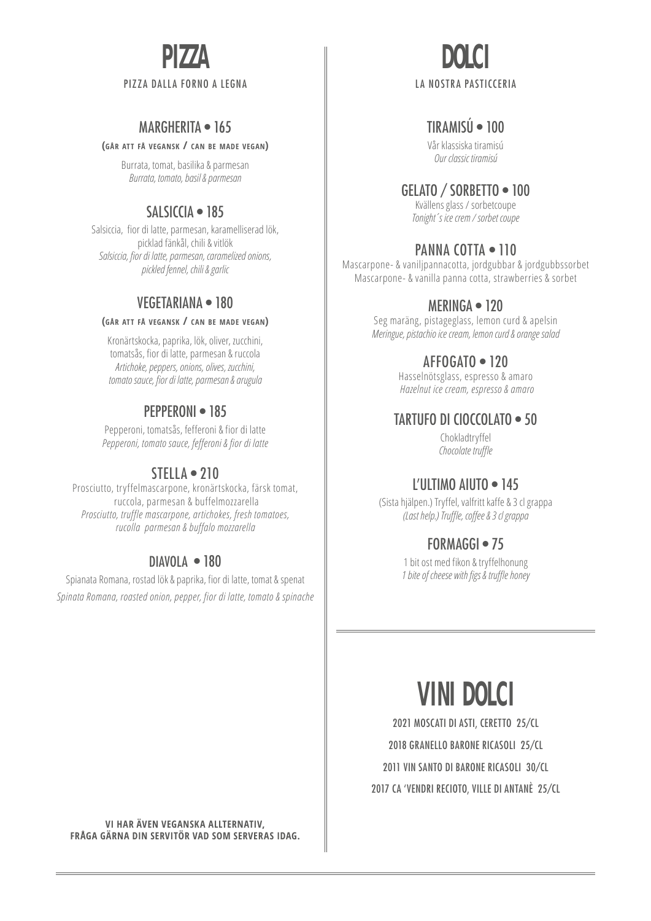# PIZZA

PIZZA DALLA FORNO A LEGNA

## MARGHERITA • 165

**(GÅR ATT FÅ VEGANSK / CAN BE MADE VEGAN)**

Burrata, tomat, basilika & parmesan
*Burrata, tomato, basil & parmesan*

## SALSICCIA • 185

Salsiccia, fior di latte, parmesan, karamelliserad lök, picklad fänkål, chili & vitlök
*Salsiccia, fior di latte, parmesan, caramelized onions, pickled fennel, chili & garlic*

## VEGETARIANA • 180

**(GÅR ATT FÅ VEGANSK / CAN BE MADE VEGAN)**

Kronärtskocka, paprika, lök, oliver, zucchini, tomatsås, fior di latte, parmesan & ruccola
*Artichoke, peppers, onions, olives, zucchini, tomato sauce, fior di latte, parmesan & arugula*

## PEPPERONI • 185

Pepperoni, tomatsås, fefferoni & fior di latte
*Pepperoni, tomato sauce, fefferoni & fior di latte*

## STELLA • 210

Prosciutto, tryffelmascarpone, kronärtskocka, färsk tomat, ruccola, parmesan & buffelmozzarella
*Prosciutto, truffle mascarpone, artichokes, fresh tomatoes, rucolla parmesan & buffalo mozzarella*

## DIAVOLA • 180

Spianata Romana, rostad lök & paprika, fior di latte, tomat & spenat
*Spinata Romana, roasted onion, pepper, fior di latte, tomato & spinache*

**VI HAR ÄVEN VEGANSKA ALLTERNATIV, FRÅGA GÄRNA DIN SERVITÖR VAD SOM SERVERAS IDAG.**

# DOLCI

LA NOSTRA PASTICCERIA

## TIRAMISÚ • 100

Vår klassiska tiramisú
*Our classic tiramisú*

## GELATO / SORBETTO • 100

Kvällens glass / sorbetcoupe
*Tonight´s ice crem / sorbet coupe*

## PANNA COTTA • 110

Mascarpone- & vaniljpannacotta, jordgubbar & jordgubbssorbet
Mascarpone- & vanilla panna cotta, strawberries & sorbet

## MERINGA • 120

Seg maräng, pistageglass, lemon curd & apelsin
*Meringue, pistachio ice cream, lemon curd & orange salad*

## AFFOGATO • 120

Hasselnötsglass, espresso & amaro
*Hazelnut ice cream, espresso & amaro*

## TARTUFO DI CIOCCOLATO • 50

Chokladtryffel
*Chocolate truffle*

## L'ULTIMO AIUTO • 145

(Sista hjälpen.) Tryffel, valfritt kaffe & 3 cl grappa
*(Last help.) Truffle, coffee & 3 cl grappa*

## FORMAGGI • 75

1 bit ost med fikon & tryffelhonung
*1 bite of cheese with figs & truffle honey*

# VINI DOLCI

2021 MOSCATI DI ASTI, CERETTO 25/CL

2018 GRANELLO BARONE RICASOLI 25/CL

2011 VIN SANTO DI BARONE RICASOLI 30/CL

2017 CA 'VENDRI RECIOTO, VILLE DI ANTANÈ 25/CL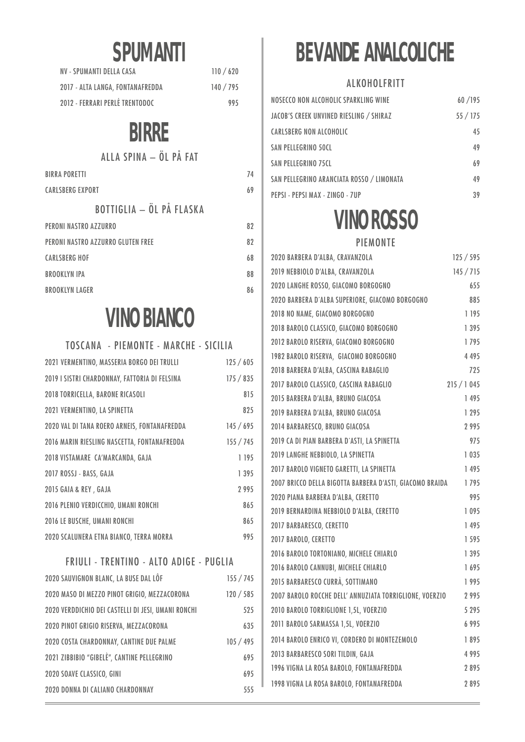# SPUMANTI

| | |
|---|---|
| NV - SPUMANTI DELLA CASA | 110 / 620 |
| 2017 - ALTA LANGA, FONTANAFREDDA | 140 / 795 |
| 2012 - FERRARI PERLÉ TRENTODOC | 995 |

# BIRRE

## ALLA SPINA – ÖL PÅ FAT

| | |
|---|---|
| BIRRA PORETTI | 74 |
| CARLSBERG EXPORT | 69 |

## BOTTIGLIA – ÖL PÅ FLASKA

| | |
|---|---|
| PERONI NASTRO AZZURRO | 82 |
| PERONI NASTRO AZZURRO GLUTEN FREE | 82 |
| CARLSBERG HOF | 68 |
| BROOKLYN IPA | 88 |
| BROOKLYN LAGER | 86 |

# VINO BIANCO

## TOSCANA - PIEMONTE - MARCHE - SICILIA

| | |
|---|---|
| 2021 VERMENTINO, MASSERIA BORGO DEI TRULLI | 125 / 605 |
| 2019 I SISTRI CHARDONNAY, FATTORIA DI FELSINA | 175 / 835 |
| 2018 TORRICELLA, BARONE RICASOLI | 815 |
| 2021 VERMENTINO, LA SPINETTA | 825 |
| 2020 VAL DI TANA ROERO ARNEIS, FONTANAFREDDA | 145 / 695 |
| 2016 MARIN RIESLING NASCETTA, FONTANAFREDDA | 155 / 745 |
| 2018 VISTAMARE CA'MARCANDA, GAJA | 1 195 |
| 2017 ROSSJ - BASS, GAJA | 1 395 |
| 2015 GAIA & REY , GAJA | 2 995 |
| 2016 PLENIO VERDICCHIO, UMANI RONCHI | 865 |
| 2016 LE BUSCHE, UMANI RONCHI | 865 |
| 2020 SCALUNERA ETNA BIANCO, TERRA MORRA | 995 |

## FRIULI - TRENTINO - ALTO ADIGE - PUGLIA

| | |
|---|---|
| 2020 SAUVIGNON BLANC, LA BUSE DAL LÔF | 155 / 745 |
| 2020 MASO DI MEZZO PINOT GRIGIO, MEZZACORONA | 120 / 585 |
| 2020 VERDDICHIO DEI CASTELLI DI JESI, UMANI RONCHI | 525 |
| 2020 PINOT GRIGIO RISERVA, MEZZACORONA | 635 |
| 2020 COSTA CHARDONNAY, CANTINE DUE PALME | 105 / 495 |
| 2021 ZIBBIBIO "GIBELÈ", CANTINE PELLEGRINO | 695 |
| 2020 SOAVE CLASSICO, GINI | 695 |
| 2020 DONNA DI CALIANO CHARDONNAY | 555 |

# BEVANDE ANALCOLICHE

## ALKOHOLFRITT

| | |
|---|---|
| NOSECCO NON ALCOHOLIC SPARKLING WINE | 60 /195 |
| JACOB'S CREEK UNVINED RIESLING / SHIRAZ | 55 / 175 |
| CARLSBERG NON ALCOHOLIC | 45 |
| SAN PELLEGRINO 50CL | 49 |
| SAN PELLEGRINO 75CL | 69 |
| SAN PELLEGRINO ARANCIATA ROSSO / LIMONATA | 49 |
| PEPSI - PEPSI MAX - ZINGO - 7UP | 39 |

# VINO ROSSO

## PIEMONTE

| | |
|---|---|
| 2020 BARBERA D'ALBA, CRAVANZOLA | 125 / 595 |
| 2019 NEBBIOLO D'ALBA, CRAVANZOLA | 145 / 715 |
| 2020 LANGHE ROSSO, GIACOMO BORGOGNO | 655 |
| 2020 BARBERA D'ALBA SUPERIORE, GIACOMO BORGOGNO | 885 |
| 2018 NO NAME, GIACOMO BORGOGNO | 1 195 |
| 2018 BAROLO CLASSICO, GIACOMO BORGOGNO | 1 395 |
| 2012 BAROLO RISERVA, GIACOMO BORGOGNO | 1 795 |
| 1982 BAROLO RISERVA, GIACOMO BORGOGNO | 4 495 |
| 2018 BARBERA D'ALBA, CASCINA RABAGLIO | 725 |
| 2017 BAROLO CLASSICO, CASCINA RABAGLIO | 215 / 1 045 |
| 2015 BARBERA D'ALBA, BRUNO GIACOSA | 1 495 |
| 2019 BARBERA D'ALBA, BRUNO GIACOSA | 1 295 |
| 2014 BARBARESCO, BRUNO GIACOSA | 2 995 |
| 2019 CA DI PIAN BARBERA D'ASTI, LA SPINETTA | 975 |
| 2019 LANGHE NEBBIOLO, LA SPINETTA | 1 035 |
| 2017 BAROLO VIGNETO GARETTI, LA SPINETTA | 1 495 |
| 2007 BRICCO DELLA BIGOTTA BARBERA D'ASTI, GIACOMO BRAIDA | 1 795 |
| 2020 PIANA BARBERA D'ALBA, CERETTO | 995 |
| 2019 BERNARDINA NEBBIOLO D'ALBA, CERETTO | 1 095 |
| 2017 BARBARESCO, CERETTO | 1 495 |
| 2017 BAROLO, CERETTO | 1 595 |
| 2016 BAROLO TORTONIANO, MICHELE CHIARLO | 1 395 |
| 2016 BAROLO CANNUBI, MICHELE CHIARLO | 1 695 |
| 2015 BARBARESCO CURRÀ, SOTTIMANO | 1 995 |
| 2007 BAROLO ROCCHE DELL' ANNUZIATA TORRIGLIONE, VOERZIO | 2 995 |
| 2010 BAROLO TORRIGLIONE 1,5L, VOERZIO | 5 295 |
| 2011 BAROLO SARMASSA 1,5L, VOERZIO | 6 995 |
| 2014 BAROLO ENRICO VI, CORDERO DI MONTEZEMOLO | 1 895 |
| 2013 BARBARESCO SORI TILDIN, GAJA | 4 995 |
| 1996 VIGNA LA ROSA BAROLO, FONTANAFREDDA | 2 895 |
| 1998 VIGNA LA ROSA BAROLO, FONTANAFREDDA | 2 895 |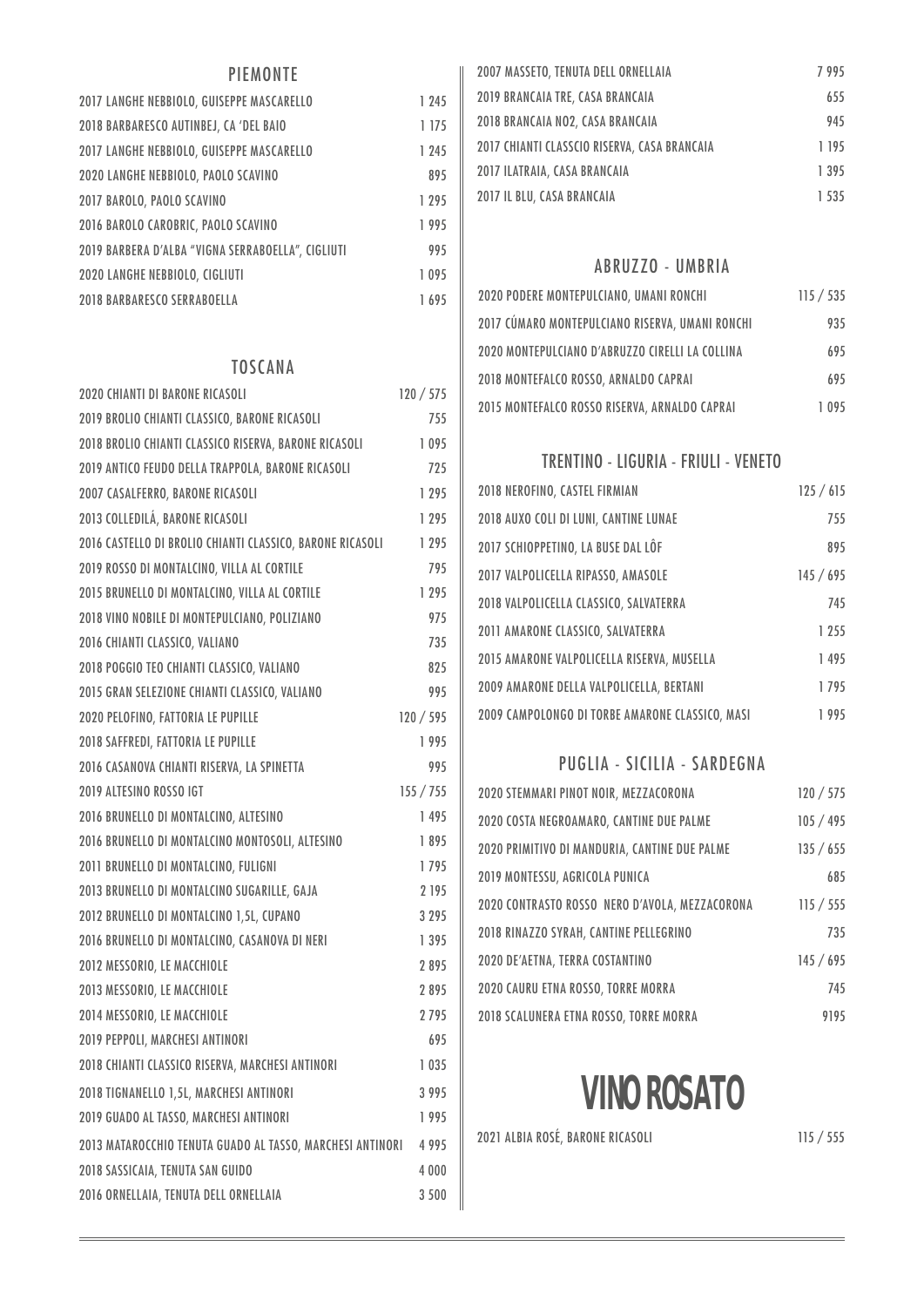## PIEMONTE

| | |
|---|---|
| 2017 LANGHE NEBBIOLO, GUISEPPE MASCARELLO | 1 245 |
| 2018 BARBARESCO AUTINBEJ, CA 'DEL BAIO | 1 175 |
| 2017 LANGHE NEBBIOLO, GUISEPPE MASCARELLO | 1 245 |
| 2020 LANGHE NEBBIOLO, PAOLO SCAVINO | 895 |
| 2017 BAROLO, PAOLO SCAVINO | 1 295 |
| 2016 BAROLO CAROBRIC, PAOLO SCAVINO | 1 995 |
| 2019 BARBERA D'ALBA "VIGNA SERRABOELLA", CIGLIUTI | 995 |
| 2020 LANGHE NEBBIOLO, CIGLIUTI | 1 095 |
| 2018 BARBARESCO SERRABOELLA | 1 695 |

## TOSCANA

| | |
|---|---|
| 2020 CHIANTI DI BARONE RICASOLI | 120 / 575 |
| 2019 BROLIO CHIANTI CLASSICO, BARONE RICASOLI | 755 |
| 2018 BROLIO CHIANTI CLASSICO RISERVA, BARONE RICASOLI | 1 095 |
| 2019 ANTICO FEUDO DELLA TRAPPOLA, BARONE RICASOLI | 725 |
| 2007 CASALFERRO, BARONE RICASOLI | 1 295 |
| 2013 COLLEDILÁ, BARONE RICASOLI | 1 295 |
| 2016 CASTELLO DI BROLIO CHIANTI CLASSICO, BARONE RICASOLI | 1 295 |
| 2019 ROSSO DI MONTALCINO, VILLA AL CORTILE | 795 |
| 2015 BRUNELLO DI MONTALCINO, VILLA AL CORTILE | 1 295 |
| 2018 VINO NOBILE DI MONTEPULCIANO, POLIZIANO | 975 |
| 2016 CHIANTI CLASSICO, VALIANO | 735 |
| 2018 POGGIO TEO CHIANTI CLASSICO, VALIANO | 825 |
| 2015 GRAN SELEZIONE CHIANTI CLASSICO, VALIANO | 995 |
| 2020 PELOFINO, FATTORIA LE PUPILLE | 120 / 595 |
| 2018 SAFFREDI, FATTORIA LE PUPILLE | 1 995 |
| 2016 CASANOVA CHIANTI RISERVA, LA SPINETTA | 995 |
| 2019 ALTESINO ROSSO IGT | 155 / 755 |
| 2016 BRUNELLO DI MONTALCINO, ALTESINO | 1 495 |
| 2016 BRUNELLO DI MONTALCINO MONTOSOLI, ALTESINO | 1 895 |
| 2011 BRUNELLO DI MONTALCINO, FULIGNI | 1 795 |
| 2013 BRUNELLO DI MONTALCINO SUGARILLE, GAJA | 2 195 |
| 2012 BRUNELLO DI MONTALCINO 1,5L, CUPANO | 3 295 |
| 2016 BRUNELLO DI MONTALCINO, CASANOVA DI NERI | 1 395 |
| 2012 MESSORIO, LE MACCHIOLE | 2 895 |
| 2013 MESSORIO, LE MACCHIOLE | 2 895 |
| 2014 MESSORIO, LE MACCHIOLE | 2 795 |
| 2019 PEPPOLI, MARCHESI ANTINORI | 695 |
| 2018 CHIANTI CLASSICO RISERVA, MARCHESI ANTINORI | 1 035 |
| 2018 TIGNANELLO 1,5L, MARCHESI ANTINORI | 3 995 |
| 2019 GUADO AL TASSO, MARCHESI ANTINORI | 1 995 |
| 2013 MATAROCCHIO TENUTA GUADO AL TASSO, MARCHESI ANTINORI | 4 995 |
| 2018 SASSICAIA, TENUTA SAN GUIDO | 4 000 |
| 2016 ORNELLAIA, TENUTA DELL ORNELLAIA | 3 500 |
| 2007 MASSETO, TENUTA DELL ORNELLAIA | 7 995 |
| 2019 BRANCAIA TRE, CASA BRANCAIA | 655 |
| 2018 BRANCAIA NO2, CASA BRANCAIA | 945 |
| 2017 CHIANTI CLASSCIO RISERVA, CASA BRANCAIA | 1 195 |
| 2017 ILATRAIA, CASA BRANCAIA | 1 395 |
| 2017 IL BLU, CASA BRANCAIA | 1 535 |

## ABRUZZO - UMBRIA

| | |
|---|---|
| 2020 PODERE MONTEPULCIANO, UMANI RONCHI | 115 / 535 |
| 2017 CÚMARO MONTEPULCIANO RISERVA, UMANI RONCHI | 935 |
| 2020 MONTEPULCIANO D'ABRUZZO CIRELLI LA COLLINA | 695 |
| 2018 MONTEFALCO ROSSO, ARNALDO CAPRAI | 695 |
| 2015 MONTEFALCO ROSSO RISERVA, ARNALDO CAPRAI | 1 095 |

## TRENTINO - LIGURIA - FRIULI - VENETO

| | |
|---|---|
| 2018 NEROFINO, CASTEL FIRMIAN | 125 / 615 |
| 2018 AUXO COLI DI LUNI, CANTINE LUNAE | 755 |
| 2017 SCHIOPPETINO, LA BUSE DAL LÔF | 895 |
| 2017 VALPOLICELLA RIPASSO, AMASOLE | 145 / 695 |
| 2018 VALPOLICELLA CLASSICO, SALVATERRA | 745 |
| 2011 AMARONE CLASSICO, SALVATERRA | 1 255 |
| 2015 AMARONE VALPOLICELLA RISERVA, MUSELLA | 1 495 |
| 2009 AMARONE DELLA VALPOLICELLA, BERTANI | 1 795 |
| 2009 CAMPOLONGO DI TORBE AMARONE CLASSICO, MASI | 1 995 |

## PUGLIA - SICILIA - SARDEGNA

| | |
|---|---|
| 2020 STEMMARI PINOT NOIR, MEZZACORONA | 120 / 575 |
| 2020 COSTA NEGROAMARO, CANTINE DUE PALME | 105 / 495 |
| 2020 PRIMITIVO DI MANDURIA, CANTINE DUE PALME | 135 / 655 |
| 2019 MONTESSU, AGRICOLA PUNICA | 685 |
| 2020 CONTRASTO ROSSO NERO D'AVOLA, MEZZACORONA | 115 / 555 |
| 2018 RINAZZO SYRAH, CANTINE PELLEGRINO | 735 |
| 2020 DE'AETNA, TERRA COSTANTINO | 145 / 695 |
| 2020 CAURU ETNA ROSSO, TORRE MORRA | 745 |
| 2018 SCALUNERA ETNA ROSSO, TORRE MORRA | 9195 |

# VINO ROSATO

| | |
|---|---|
| 2021 ALBIA ROSÉ, BARONE RICASOLI | 115 / 555 |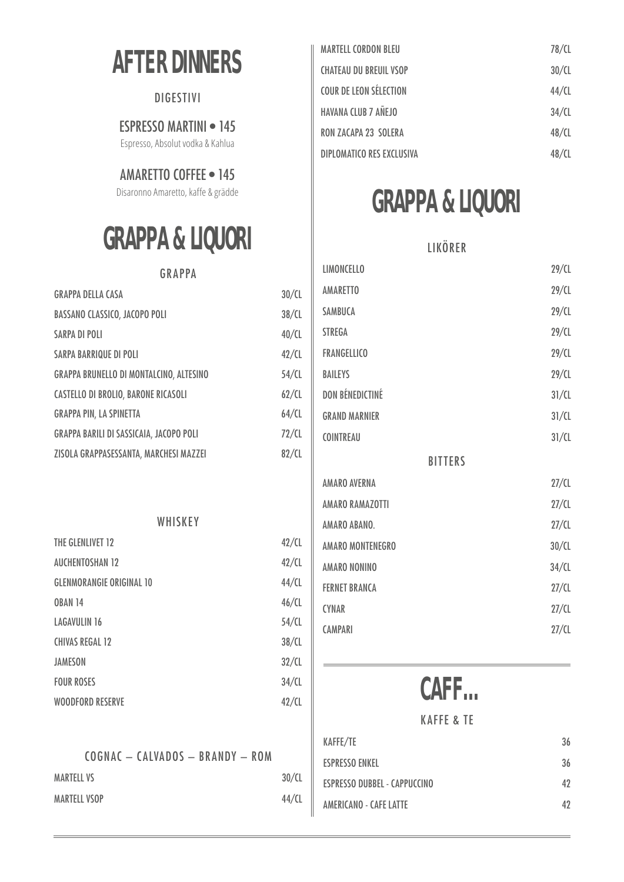# AFTER DINNERS

## DIGESTIVI

### ESPRESSO MARTINI • 145

Espresso, Absolut vodka & Kahlua

### AMARETTO COFFEE • 145

Disaronno Amaretto, kaffe & grädde

# GRAPPA & LIQUORI

## GRAPPA

| | |
|---|---|
| GRAPPA DELLA CASA | 30/CL |
| BASSANO CLASSICO, JACOPO POLI | 38/CL |
| SARPA DI POLI | 40/CL |
| SARPA BARRIQUE DI POLI | 42/CL |
| GRAPPA BRUNELLO DI MONTALCINO, ALTESINO | 54/CL |
| CASTELLO DI BROLIO, BARONE RICASOLI | 62/CL |
| GRAPPA PIN, LA SPINETTA | 64/CL |
| GRAPPA BARILI DI SASSICAIA, JACOPO POLI | 72/CL |
| ZISOLA GRAPPASESSANTA, MARCHESI MAZZEI | 82/CL |

## WHISKEY

| | |
|---|---|
| THE GLENLIVET 12 | 42/CL |
| AUCHENTOSHAN 12 | 42/CL |
| GLENMORANGIE ORIGINAL 10 | 44/CL |
| OBAN 14 | 46/CL |
| LAGAVULIN 16 | 54/CL |
| CHIVAS REGAL 12 | 38/CL |
| JAMESON | 32/CL |
| FOUR ROSES | 34/CL |
| WOODFORD RESERVE | 42/CL |

## COGNAC – CALVADOS – BRANDY – ROM

| | |
|---|---|
| MARTELL VS | 30/CL |
| MARTELL VSOP | 44/CL |
| MARTELL CORDON BLEU | 78/CL |
| CHATEAU DU BREUIL VSOP | 30/CL |
| COUR DE LEON SÉLECTION | 44/CL |
| HAVANA CLUB 7 AÑEJO | 34/CL |
| RON ZACAPA 23 SOLERA | 48/CL |
| DIPLOMATICO RES EXCLUSIVA | 48/CL |

# GRAPPA & LIQUORI

## LIKÖRER

| | |
|---|---|
| LIMONCELLO | 29/CL |
| AMARETTO | 29/CL |
| SAMBUCA | 29/CL |
| STREGA | 29/CL |
| FRANGELLICO | 29/CL |
| BAILEYS | 29/CL |
| DON BÉNEDICTINÉ | 31/CL |
| GRAND MARNIER | 31/CL |
| COINTREAU | 31/CL |

## BITTERS

| | |
|---|---|
| AMARO AVERNA | 27/CL |
| AMARO RAMAZOTTI | 27/CL |
| AMARO ABANO. | 27/CL |
| AMARO MONTENEGRO | 30/CL |
| AMARO NONINO | 34/CL |
| FERNET BRANCA | 27/CL |
| CYNAR | 27/CL |
| CAMPARI | 27/CL |

# CAFF...

## KAFFE & TE

| | |
|---|---|
| KAFFE/TE | 36 |
| ESPRESSO ENKEL | 36 |
| ESPRESSO DUBBEL - CAPPUCCINO | 42 |
| AMERICANO - CAFE LATTE | 42 |